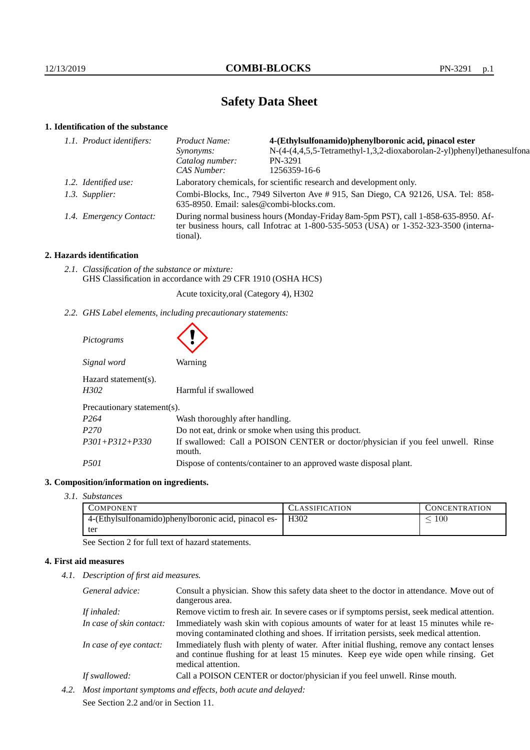# Safety Data Sheet

## 1. Identification of the substance

*1.1. Product identifiers:*

| | |
|---|---|
| *Product Name:* | **4-(Ethylsulfonamido)phenylboronic acid, pinacol ester** |
| *Synonyms:* | N-(4-(4,4,5,5-Tetramethyl-1,3,2-dioxaborolan-2-yl)phenyl)ethanesulfona |
| *Catalog number:* | PN-3291 |
| *CAS Number:* | 1256359-16-6 |

*1.2. Identified use:* Laboratory chemicals, for scientific research and development only.

*1.3. Supplier:* Combi-Blocks, Inc., 7949 Silverton Ave # 915, San Diego, CA 92126, USA. Tel: 858-635-8950. Email: sales@combi-blocks.com.

*1.4. Emergency Contact:* During normal business hours (Monday-Friday 8am-5pm PST), call 1-858-635-8950. After business hours, call Infotrac at 1-800-535-5053 (USA) or 1-352-323-3500 (international).

## 2. Hazards identification

*2.1. Classification of the substance or mixture:*
GHS Classification in accordance with 29 CFR 1910 (OSHA HCS)

Acute toxicity,oral (Category 4), H302

*2.2. GHS Label elements, including precautionary statements:*

*Pictograms*

*Signal word* Warning

Hazard statement(s).

*H302* Harmful if swallowed

Precautionary statement(s).

| | |
|---|---|
| *P264* | Wash thoroughly after handling. |
| *P270* | Do not eat, drink or smoke when using this product. |
| *P301+P312+P330* | If swallowed: Call a POISON CENTER or doctor/physician if you feel unwell. Rinse mouth. |
| *P501* | Dispose of contents/container to an approved waste disposal plant. |

## 3. Composition/information on ingredients.

*3.1. Substances*

| Component | Classification | Concentration |
|---|---|---|
| 4-(Ethylsulfonamido)phenylboronic acid, pinacol ester | H302 | $\leq 100$ |

See Section 2 for full text of hazard statements.

## 4. First aid measures

*4.1. Description of first aid measures.*

| | |
|---|---|
| *General advice:* | Consult a physician. Show this safety data sheet to the doctor in attendance. Move out of dangerous area. |
| *If inhaled:* | Remove victim to fresh air. In severe cases or if symptoms persist, seek medical attention. |
| *In case of skin contact:* | Immediately wash skin with copious amounts of water for at least 15 minutes while removing contaminated clothing and shoes. If irritation persists, seek medical attention. |
| *In case of eye contact:* | Immediately flush with plenty of water. After initial flushing, remove any contact lenses and continue flushing for at least 15 minutes. Keep eye wide open while rinsing. Get medical attention. |
| *If swallowed:* | Call a POISON CENTER or doctor/physician if you feel unwell. Rinse mouth. |

*4.2. Most important symptoms and effects, both acute and delayed:*
See Section 2.2 and/or in Section 11.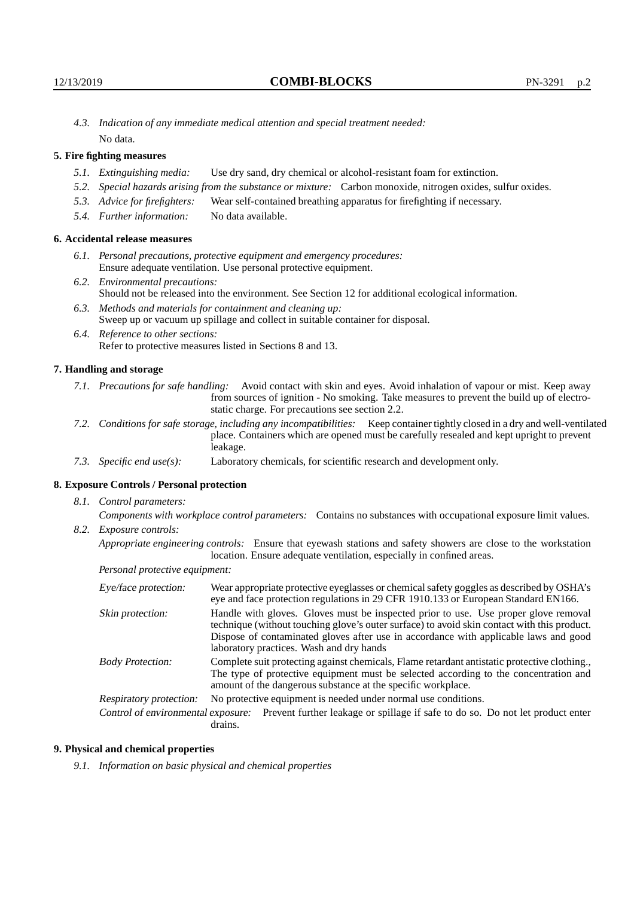*4.3. Indication of any immediate medical attention and special treatment needed:*
No data.

### 5. Fire fighting measures

- *5.1. Extinguishing media:* Use dry sand, dry chemical or alcohol-resistant foam for extinction.
- *5.2. Special hazards arising from the substance or mixture:* Carbon monoxide, nitrogen oxides, sulfur oxides.
- *5.3. Advice for firefighters:* Wear self-contained breathing apparatus for firefighting if necessary.
- *5.4. Further information:* No data available.

### 6. Accidental release measures

- *6.1. Personal precautions, protective equipment and emergency procedures:*
  Ensure adequate ventilation. Use personal protective equipment.
- *6.2. Environmental precautions:*
  Should not be released into the environment. See Section 12 for additional ecological information.
- *6.3. Methods and materials for containment and cleaning up:*
  Sweep up or vacuum up spillage and collect in suitable container for disposal.
- *6.4. Reference to other sections:*
  Refer to protective measures listed in Sections 8 and 13.

### 7. Handling and storage

- *7.1. Precautions for safe handling:* Avoid contact with skin and eyes. Avoid inhalation of vapour or mist. Keep away from sources of ignition - No smoking. Take measures to prevent the build up of electrostatic charge. For precautions see section 2.2.
- *7.2. Conditions for safe storage, including any incompatibilities:* Keep container tightly closed in a dry and well-ventilated place. Containers which are opened must be carefully resealed and kept upright to prevent leakage.
- *7.3. Specific end use(s):* Laboratory chemicals, for scientific research and development only.

### 8. Exposure Controls / Personal protection

*8.1. Control parameters:*

*Components with workplace control parameters:* Contains no substances with occupational exposure limit values.

*8.2. Exposure controls:*

*Appropriate engineering controls:* Ensure that eyewash stations and safety showers are close to the workstation location. Ensure adequate ventilation, especially in confined areas.

*Personal protective equipment:*

| | |
|---|---|
| *Eye/face protection:* | Wear appropriate protective eyeglasses or chemical safety goggles as described by OSHA's eye and face protection regulations in 29 CFR 1910.133 or European Standard EN166. |
| *Skin protection:* | Handle with gloves. Gloves must be inspected prior to use. Use proper glove removal technique (without touching glove's outer surface) to avoid skin contact with this product. Dispose of contaminated gloves after use in accordance with applicable laws and good laboratory practices. Wash and dry hands |
| *Body Protection:* | Complete suit protecting against chemicals, Flame retardant antistatic protective clothing., The type of protective equipment must be selected according to the concentration and amount of the dangerous substance at the specific workplace. |
| *Respiratory protection:* | No protective equipment is needed under normal use conditions. |

*Control of environmental exposure:* Prevent further leakage or spillage if safe to do so. Do not let product enter drains.

### 9. Physical and chemical properties

*9.1. Information on basic physical and chemical properties*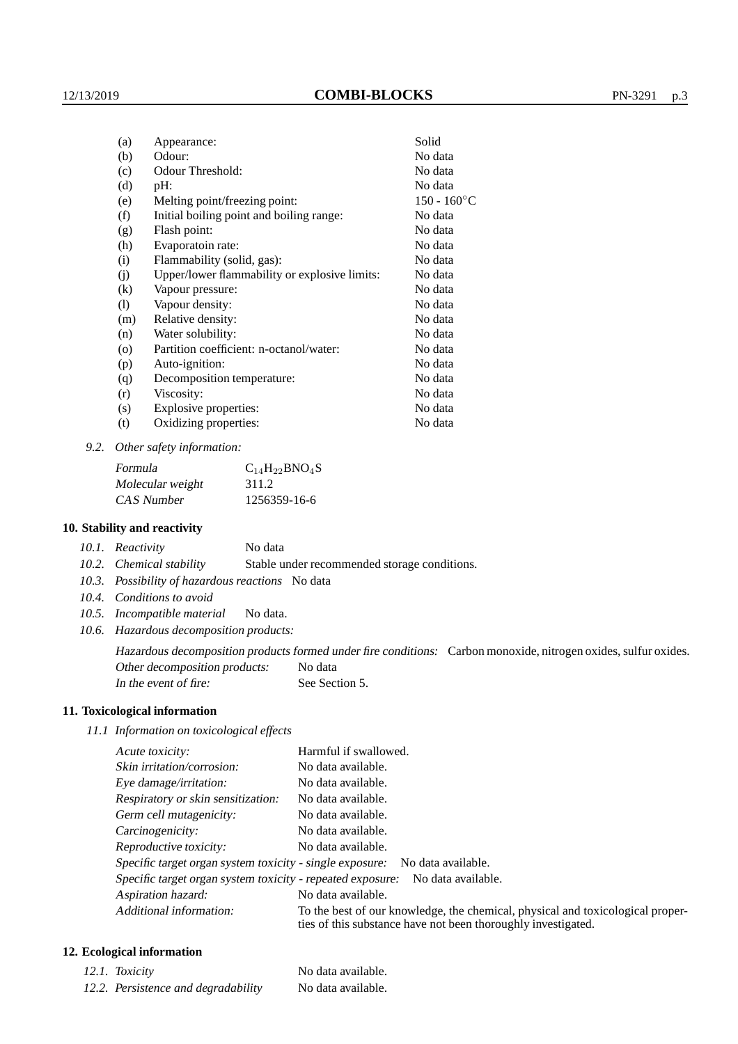| | | |
|---|---|---|
| (a) | Appearance: | Solid |
| (b) | Odour: | No data |
| (c) | Odour Threshold: | No data |
| (d) | pH: | No data |
| (e) | Melting point/freezing point: | 150 - 160°C |
| (f) | Initial boiling point and boiling range: | No data |
| (g) | Flash point: | No data |
| (h) | Evaporatoin rate: | No data |
| (i) | Flammability (solid, gas): | No data |
| (j) | Upper/lower flammability or explosive limits: | No data |
| (k) | Vapour pressure: | No data |
| (l) | Vapour density: | No data |
| (m) | Relative density: | No data |
| (n) | Water solubility: | No data |
| (o) | Partition coefficient: n-octanol/water: | No data |
| (p) | Auto-ignition: | No data |
| (q) | Decomposition temperature: | No data |
| (r) | Viscosity: | No data |
| (s) | Explosive properties: | No data |
| (t) | Oxidizing properties: | No data |

9.2. *Other safety information:*

| | |
|---|---|
| *Formula* | $C_{14}H_{22}BNO_4S$ |
| *Molecular weight* | 311.2 |
| *CAS Number* | 1256359-16-6 |

## 10. Stability and reactivity

10.1. *Reactivity* No data

10.2. *Chemical stability* Stable under recommended storage conditions.

10.3. *Possibility of hazardous reactions* No data

10.4. *Conditions to avoid*

10.5. *Incompatible material* No data.

10.6. *Hazardous decomposition products:*

*Hazardous decomposition products formed under fire conditions:* Carbon monoxide, nitrogen oxides, sulfur oxides.

*Other decomposition products:* No data

*In the event of fire:* See Section 5.

## 11. Toxicological information

11.1 *Information on toxicological effects*

| | |
|---|---|
| *Acute toxicity:* | Harmful if swallowed. |
| *Skin irritation/corrosion:* | No data available. |
| *Eye damage/irritation:* | No data available. |
| *Respiratory or skin sensitization:* | No data available. |
| *Germ cell mutagenicity:* | No data available. |
| *Carcinogenicity:* | No data available. |
| *Reproductive toxicity:* | No data available. |
| *Specific target organ system toxicity - single exposure:* | No data available. |
| *Specific target organ system toxicity - repeated exposure:* | No data available. |
| *Aspiration hazard:* | No data available. |
| *Additional information:* | To the best of our knowledge, the chemical, physical and toxicological properties of this substance have not been thoroughly investigated. |

## 12. Ecological information

| | |
|---|---|
| 12.1. *Toxicity* | No data available. |
| 12.2. *Persistence and degradability* | No data available. |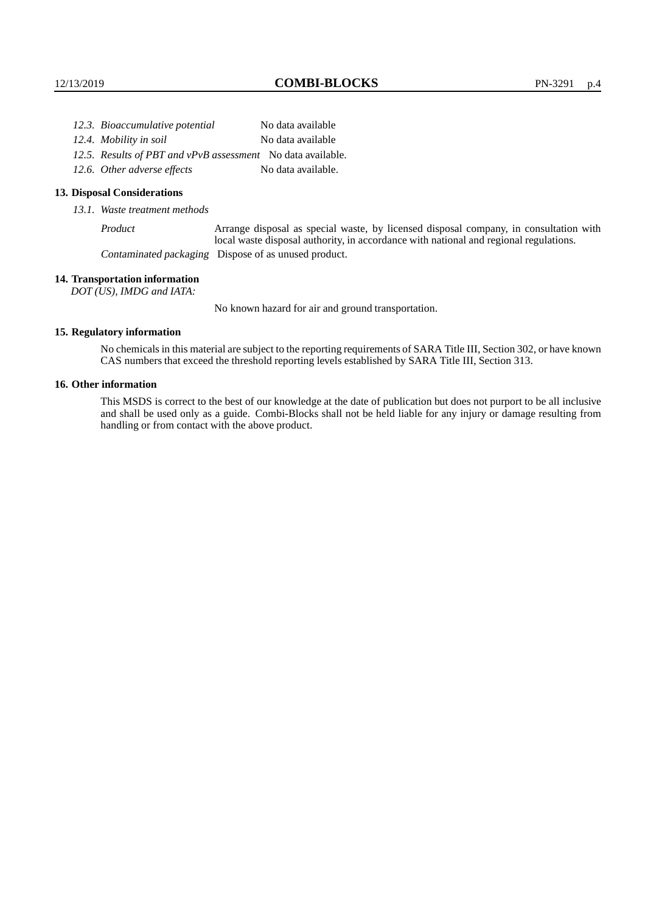*12.3. Bioaccumulative potential* No data available

*12.4. Mobility in soil* No data available

*12.5. Results of PBT and vPvB assessment* No data available.

*12.6. Other adverse effects* No data available.

## 13. Disposal Considerations

*13.1. Waste treatment methods*

*Product* Arrange disposal as special waste, by licensed disposal company, in consultation with local waste disposal authority, in accordance with national and regional regulations.

*Contaminated packaging* Dispose of as unused product.

## 14. Transportation information

*DOT (US), IMDG and IATA:*

No known hazard for air and ground transportation.

## 15. Regulatory information

No chemicals in this material are subject to the reporting requirements of SARA Title III, Section 302, or have known CAS numbers that exceed the threshold reporting levels established by SARA Title III, Section 313.

## 16. Other information

This MSDS is correct to the best of our knowledge at the date of publication but does not purport to be all inclusive and shall be used only as a guide. Combi-Blocks shall not be held liable for any injury or damage resulting from handling or from contact with the above product.